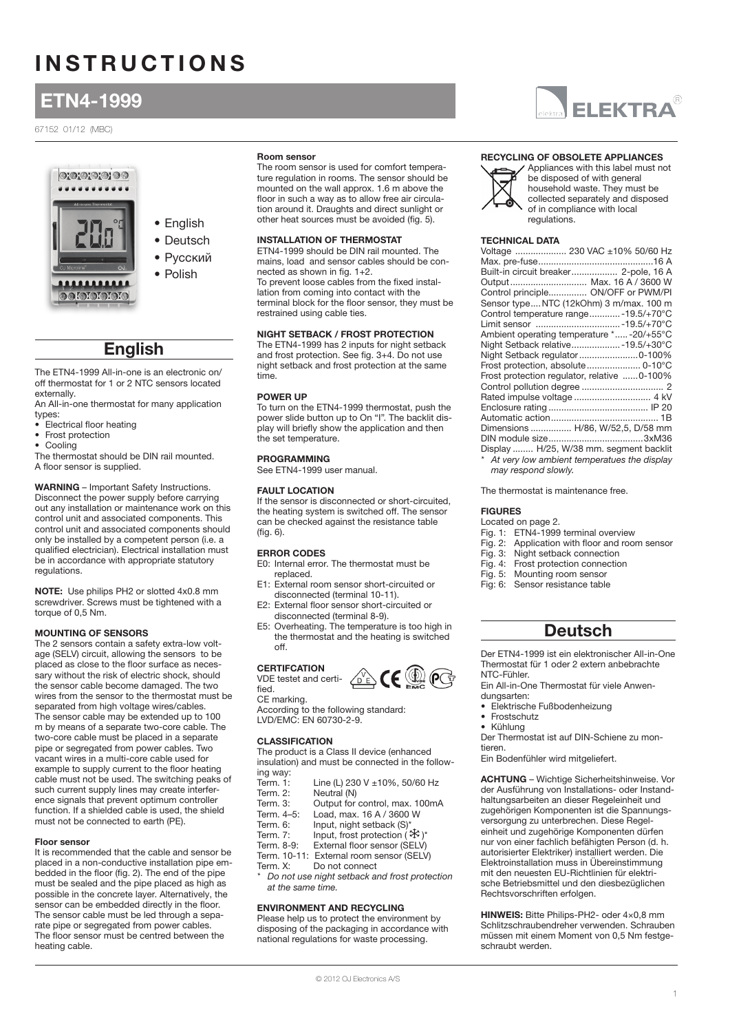# INSTRUCTIONS

## ETN4-1999

67152 01/12 (MBC)

ELEKTRA

- English
- Deutsch
- Русский
- Polish

## English

The ETN4-1999 All-in-one is an electronic on/off thermostat for 1 or 2 NTC sensors located externally.
An All-in-one thermostat for many application types:

- Electrical floor heating
- Frost protection
- Cooling

The thermostat should be DIN rail mounted.
A floor sensor is supplied.

**WARNING** – Important Safety Instructions. Disconnect the power supply before carrying out any installation or maintenance work on this control unit and associated components. This control unit and associated components should only be installed by a competent person (i.e. a qualified electrician). Electrical installation must be in accordance with appropriate statutory regulations.

**NOTE:** Use philips PH2 or slotted 4x0.8 mm screwdriver. Screws must be tightened with a torque of 0,5 Nm.

### MOUNTING OF SENSORS

The 2 sensors contain a safety extra-low voltage (SELV) circuit, allowing the sensors to be placed as close to the floor surface as necessary without the risk of electric shock, should the sensor cable become damaged. The two wires from the sensor to the thermostat must be separated from high voltage wires/cables. The sensor cable may be extended up to 100 m by means of a separate two-core cable. The two-core cable must be placed in a separate pipe or segregated from power cables. Two vacant wires in a multi-core cable used for example to supply current to the floor heating cable must not be used. The switching peaks of such current supply lines may create interference signals that prevent optimum controller function. If a shielded cable is used, the shield must not be connected to earth (PE).

#### Floor sensor

It is recommended that the cable and sensor be placed in a non-conductive installation pipe embedded in the floor (fig. 2). The end of the pipe must be sealed and the pipe placed as high as possible in the concrete layer. Alternatively, the sensor can be embedded directly in the floor. The sensor cable must be led through a separate pipe or segregated from power cables. The floor sensor must be centred between the heating cable.

#### Room sensor

The room sensor is used for comfort temperature regulation in rooms. The sensor should be mounted on the wall approx. 1.6 m above the floor in such a way as to allow free air circulation around it. Draughts and direct sunlight or other heat sources must be avoided (fig. 5).

### INSTALLATION OF THERMOSTAT

ETN4-1999 should be DIN rail mounted. The mains, load and sensor cables should be connected as shown in fig. 1+2.
To prevent loose cables from the fixed installation from coming into contact with the terminal block for the floor sensor, they must be restrained using cable ties.

### NIGHT SETBACK / FROST PROTECTION

The ETN4-1999 has 2 inputs for night setback and frost protection. See fig. 3+4. Do not use night setback and frost protection at the same time.

### POWER UP

To turn on the ETN4-1999 thermostat, push the power slide button up to On "I". The backlit display will briefly show the application and then the set temperature.

### PROGRAMMING

See ETN4-1999 user manual.

### FAULT LOCATION

If the sensor is disconnected or short-circuited, the heating system is switched off. The sensor can be checked against the resistance table (fig. 6).

### ERROR CODES

- E0: Internal error. The thermostat must be replaced.
- E1: External room sensor short-circuited or disconnected (terminal 10-11).
- E2: External floor sensor short-circuited or disconnected (terminal 8-9).
- E5: Overheating. The temperature is too high in the thermostat and the heating is switched off.

### CERTIFCATION

VDE testet and certified.
CE marking.
According to the following standard:
LVD/EMC: EN 60730-2-9.

### CLASSIFICATION

The product is a Class II device (enhanced insulation) and must be connected in the following way:

| | |
|---|---|
| Term. 1: | Line (L) 230 V ±10%, 50/60 Hz |
| Term. 2: | Neutral (N) |
| Term. 3: | Output for control, max. 100mA |
| Term. 4–5: | Load, max. 16 A / 3600 W |
| Term. 6: | Input, night setback (S)* |
| Term. 7: | Input, frost protection (❄)* |
| Term. 8-9: | External floor sensor (SELV) |
| Term. 10-11: | External room sensor (SELV) |
| Term. X: | Do not connect |

\* *Do not use night setback and frost protection at the same time.*

### ENVIRONMENT AND RECYCLING

Please help us to protect the environment by disposing of the packaging in accordance with national regulations for waste processing.

### RECYCLING OF OBSOLETE APPLIANCES

Appliances with this label must not be disposed of with general household waste. They must be collected separately and disposed of in compliance with local regulations.

### TECHNICAL DATA

| | |
|---|---|
| Voltage | 230 VAC ±10% 50/60 Hz |
| Max. pre-fuse | 16 A |
| Built-in circuit breaker | 2-pole, 16 A |
| Output | Max. 16 A / 3600 W |
| Control principle | ON/OFF or PWM/PI |
| Sensor type | NTC (12kOhm) 3 m/max. 100 m |
| Control temperature range | -19.5/+70°C |
| Limit sensor | -19.5/+70°C |
| Ambient operating temperature * | -20/+55°C |
| Night Setback relative | -19.5/+30°C |
| Night Setback regulator | 0-100% |
| Frost protection, absolute | 0-10°C |
| Frost protection regulator, relative | 0-100% |
| Control pollution degree | 2 |
| Rated impulse voltage | 4 kV |
| Enclosure rating | IP 20 |
| Automatic action | 1B |
| Dimensions | H/86, W/52,5, D/58 mm |
| DIN module size | 3xM36 |
| Display | H/25, W/38 mm. segment backlit |

\* *At very low ambient temperatues the display may respond slowly.*

The thermostat is maintenance free.

### FIGURES

Located on page 2.

- Fig. 1: ETN4-1999 terminal overview
- Fig. 2: Application with floor and room sensor
- Fig. 3: Night setback connection
- Fig. 4: Frost protection connection
- Fig. 5: Mounting room sensor
- Fig: 6: Sensor resistance table

## Deutsch

Der ETN4-1999 ist ein elektronischer All-in-One Thermostat für 1 oder 2 extern anbebrachte NTC-Fühler.
Ein All-in-One Thermostat für viele Anwendungsarten:

- Elektrische Fußbodenheizung
- Frostschutz
- Kühlung

Der Thermostat ist auf DIN-Schiene zu montieren.
Ein Bodenfühler wird mitgeliefert.

**ACHTUNG** – Wichtige Sicherheitshinweise. Vor der Ausführung von Installations- oder Instandhaltungsarbeiten an dieser Regeleinheit und zugehörigen Komponenten ist die Spannungsversorgung zu unterbrechen. Diese Regeleinheit und zugehörige Komponenten dürfen nur von einer fachlich befähigten Person (d. h. autorisierter Elektriker) installiert werden. Die Elektroinstallation muss in Übereinstimmung mit den neuesten EU-Richtlinien für elektrische Betriebsmittel und den diesbezüglichen Rechtsvorschriften erfolgen.

**HINWEIS:** Bitte Philips-PH2- oder 4×0,8 mm Schlitzschraubendreher verwenden. Schrauben müssen mit einem Moment von 0,5 Nm festgeschraubt werden.

© 2012 OJ Electronics A/S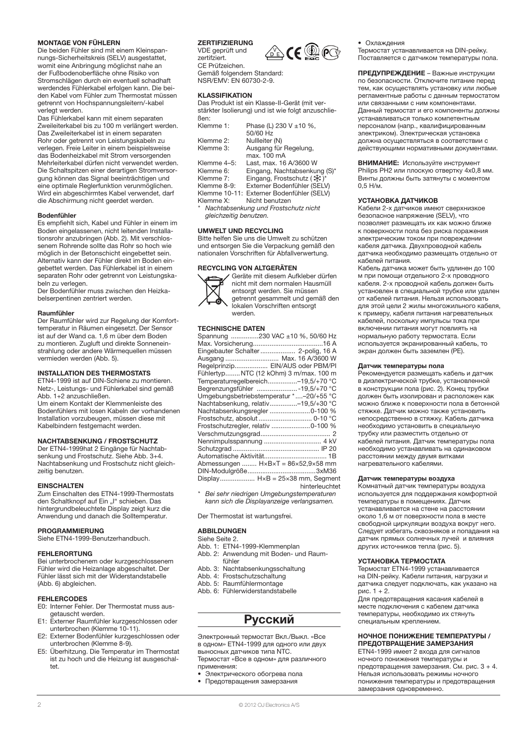### MONTAGE VON FÜHLERN

Die beiden Fühler sind mit einem Kleinspannungs-Sicherheitskreis (SELV) ausgestattet, womit eine Anbringung möglichst nahe an der Fußbodenoberfläche ohne Risiko von Stromschlägen durch ein eventuell schadhaft werdendes Fühlerkabel erfolgen kann. Die beiden Kabel vom Fühler zum Thermostat müssen getrennt von Hochspannungsleitern/-kabel verlegt werden.

Das Fühlerkabel kann mit einem separaten Zweileiterkabel bis zu 100 m verlängert werden. Das Zweileiterkabel ist in einem separaten Rohr oder getrennt von Leistungskabeln zu verlegen. Freie Leiter in einem beispielsweise das Bodenheizkabel mit Strom versorgenden Mehrleiterkabel dürfen nicht verwendet werden. Die Schaltspitzen einer derartigen Stromversorgung können das Signal beeinträchtigen und eine optimale Reglerfunktion verunmöglichen. Wird ein abgeschirmtes Kabel verwendet, darf die Abschirmung nicht geerdet werden.

#### Bodenfühler

Es empfiehlt sich, Kabel und Fühler in einem im Boden eingelassenen, nicht leitenden Installationsrohr anzubringen (Abb. 2). Mit verschlossenem Rohrende sollte das Rohr so hoch wie möglich in der Betonschicht eingebettet sein. Alternativ kann der Fühler direkt im Boden eingebettet werden. Das Fühlerkabel ist in einem separaten Rohr oder getrennt von Leistungskabeln zu verlegen.

Der Bodenfühler muss zwischen den Heizkabelserpentinen zentriert werden.

#### Raumfühler

Der Raumfühler wird zur Regelung der Komforttemperatur in Räumen eingesetzt. Der Sensor ist auf der Wand ca. 1,6 m über dem Boden zu montieren. Zugluft und direkte Sonneneinstrahlung oder andere Wärmequellen müssen vermieden werden (Abb. 5).

### INSTALLATION DES THERMOSTATS

ETN4-1999 ist auf DIN-Schiene zu montieren. Netz-, Leistungs- und Fühlerkabel sind gemäß Abb. 1+2 anzuschließen.

Um einem Kontakt der Klemmenleiste des Bodenfühlers mit losen Kabeln der vorhandenen Installation vorzubeugen, müssen diese mit Kabelbindern festgemacht werden.

### NACHTABSENKUNG / FROSTSCHUTZ

Der ETN4-1999hat 2 Eingänge für Nachtabsenkung und Frostschutz. Siehe Abb. 3+4. Nachtabsenkung und Frostschutz nicht gleichzeitig benutzen.

### EINSCHALTEN

Zum Einschalten des ETN4-1999-Thermostats den Schaltknopf auf Ein „I“ schieben. Das hintergrundbeleuchtete Display zeigt kurz die Anwendung und danach die Solltemperatur.

### PROGRAMMIERUNG

Siehe ETN4-1999-Benutzerhandbuch.

### FEHLERORTUNG

Bei unterbrochenem oder kurzgeschlossenem Fühler wird die Heizanlage abgeschaltet. Der Fühler lässt sich mit der Widerstandstabelle (Abb. 6) abgleichen.

### FEHLERCODES

- E0: Interner Fehler. Der Thermostat muss ausgetauscht werden.
- E1: Externer Raumfühler kurzgeschlossen oder unterbrochen (Klemme 10-11).
- E2: Externer Bodenfühler kurzgeschlossen oder unterbrochen (Klemme 8-9).
- E5: Überhitzung. Die Temperatur im Thermostat ist zu hoch und die Heizung ist ausgeschaltet.

### ZERTIFIZIERUNG

VDE geprüft und zertifiziert.
CE Prüfzeichen.
Gemäß folgendem Standard:
NSR/EMV: EN 60730-2-9.

### KLASSIFIKATION

Das Produkt ist ein Klasse-II-Gerät (mit verstärkter Isolierung) und ist wie folgt anzuschließen:

| | |
|---|---|
| Klemme 1: | Phase (L) 230 V ±10 %, 50/60 Hz |
| Klemme 2: | Nullleiter (N) |
| Klemme 3: | Ausgang für Regelung, max. 100 mA |
| Klemme 4–5: | Last, max. 16 A/3600 W |
| Klemme 6: | Eingang, Nachtabsenkung (S)* |
| Klemme 7: | Eingang, Frostschutz (❄)* |
| Klemme 8-9: | Externer Bodenfühler (SELV) |
| Klemme 10-11: | Externer Bodenfühler (SELV) |
| Klemme X: | Nicht benutzen |

\* *Nachtabsenkung und Frostschutz nicht gleichzeitig benutzen.*

### UMWELT UND RECYCLING

Bitte helfen Sie uns die Umwelt zu schützen und entsorgen Sie die Verpackung gemäß den nationalen Vorschriften für Abfallverwertung.

### RECYCLING VON ALTGERÄTEN

Geräte mit diesem Aufkleber dürfen nicht mit dem normalen Hausmüll entsorgt werden. Sie müssen getrennt gesammelt und gemäß den lokalen Vorschriften entsorgt werden.

### TECHNISCHE DATEN

| | |
|---|---|
| Spannung | 230 VAC ±10 %, 50/60 Hz |
| Max. Vorsicherung | 16 A |
| Eingebauter Schalter | 2-polig, 16 A |
| Ausgang | Max. 16 A/3600 W |
| Regelprinzip | EIN/AUS oder PBM/PI |
| Fühlertyp | NTC (12 kOhm) 3 m/max. 100 m |
| Temperaturregelbereich | –19,5/+70 °C |
| Begrenzungsfühler | -19,5/+70 °C |
| Umgebungsbetriebstemperatur * | –20/+55 °C |
| Nachtabsenkung, relativ | –19,5/+30 °C |
| Nachtabsenkungsregler | 0-100 % |
| Frostschutz, absolut | 0-10 °C |
| Frostschutzregler, relativ | 0-100 % |
| Verschmutzungsgrad | 2 |
| Nennimpulsspannung | 4 kV |
| Schutzgrad | IP 20 |
| Automatische Aktivität | 1B |
| Abmessungen | H×B×T = 86×52,9×58 mm |
| DIN-Modulgröße | 3xM36 |
| Display | H×B = 25×38 mm, Segment hinterleuchtet |

\* *Bei sehr niedrigen Umgebungstemperaturen kann sich die Displayanzeige verlangsamen.*

Der Thermostat ist wartungsfrei.

### ABBILDUNGEN

Siehe Seite 2.

- Abb. 1: ETN4-1999-Klemmenplan
- Abb. 2: Anwendung mit Boden- und Raumfühler
- Abb. 3: Nachtabsenkungsschaltung
- Abb. 4: Frostschutzschaltung
- Abb. 5: Raumfühlermontage
- Abb. 6: Fühlerwiderstandstabelle

## Русский

Электронный термостат Вкл./Выкл. «Все в одном» ETN4-1999 для одного или двух выносных датчиков типа NTC.

Термостат «Все в одном» для различного применения:

- Электрического обогрева пола
- Предотвращения замерзания
- Охлаждения

Термостат устанавливается на DIN-рейку. Поставляется с датчиком температуры пола.

**ПРЕДУПРЕЖДЕНИЕ** – Важные инструкции по безопасности. Отключите питание перед тем, как осуществлять установку или любые регламентные работы с данным термостатом или связанными с ним компонентами. Данный термостат и его компоненты должны устанавливаться только компетентным персоналом (напр., квалифицированным электриком). Электрическая установка должна осуществляться в соответствии с действующими нормативными документами.

**ВНИМАНИЕ:** Используйте инструмент Philips PH2 или плоскую отвертку 4x0,8 мм. Винты должны быть затянуты с моментом 0,5 Н/м.

### УСТАНОВКА ДАТЧИКОВ

Кабели 2-х датчиков имеют сверхнизкое безопасное напряжение (SELV), что позволяет размещать их как можно ближе к поверхности пола без риска поражения электрическим током при повреждении кабеля датчика. Двухпроводной кабель датчика необходимо размещать отдельно от кабелей питания.

Кабель датчика может быть удлинен до 100 м при помощи отдельного 2-х проводного кабеля. 2-х проводной кабель должен быть установлен в специальной трубке или удален от кабелей питания. Нельзя использовать для этой цели 2 жилы многожильного кабеля, к примеру, кабеля питания нагревательных кабелей, поскольку импульсы тока при включении питания могут повлиять на нормальную работу термостата. Если используется экранированный кабель, то экран должен быть заземлен (PE).

#### Датчик температуры пола

Рекомендуется размещать кабель и датчик в диэлектрической трубке, установленной в конструкции пола (рис. 2). Конец трубки должен быть изолирован и расположен как можно ближе к поверхности пола в бетонной стяжке. Датчик можно также установить непосредственно в стяжку. Кабель датчика необходимо установить в специальную трубку или разместить отдельно от кабелей питания. Датчик температуры пола необходимо устанавливать на одинаковом расстоянии между двумя витками нагревательного кабелями.

#### Датчик температуры воздуха

Комнатный датчик температуры воздуха используется для поддержания комфортной температуры в помещениях. Датчик устанавливается на стене на расстоянии около 1,6 м от поверхности пола в месте свободной циркуляции воздуха вокруг него. Следует избегать сквозняков и попадания на датчик прямых солнечных лучей и влияния других источников тепла (рис. 5).

### УСТАНОВКА ТЕРМОСТАТА

Термостат ETN4-1999 устанавливается на DIN-рейку. Кабели питания, нагрузки и датчика следует подключать, как указано на рис. 1 + 2.

Для предотвращения касания кабелей в месте подключения с кабелем датчика температуры, необходимо их стянуть специальным креплением.

### НОЧНОЕ ПОНИЖЕНИЕ ТЕМПЕРАТУРЫ / ПРЕДОТВРАЩЕНИЕ ЗАМЕРЗАНИЯ

ETN4-1999 имеет 2 входа для сигналов ночного понижения температуры и предотвращения замерзания. См. рис. 3 + 4. Нельзя использовать режимы ночного понижения температуры и предотвращения замерзания одновременно.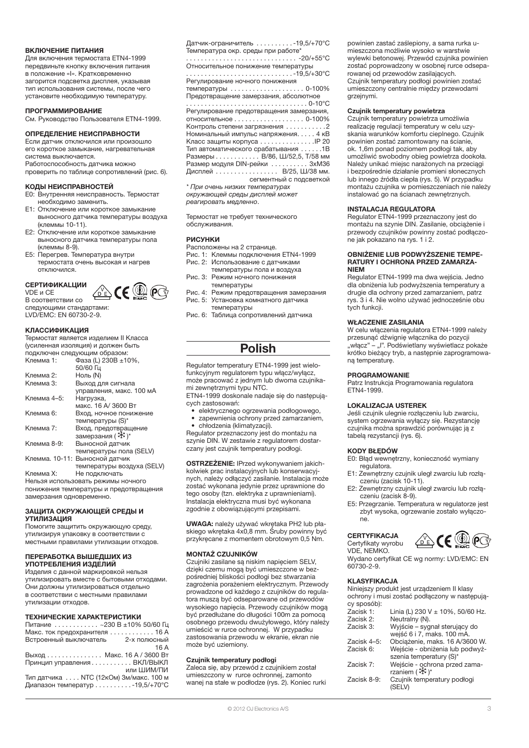### ВКЛЮЧЕНИЕ ПИТАНИЯ

Для включения термостата ETN4-1999 передвиньте кнопку включения питания в положение «I». Кратковременно загорится подсветка дисплея, указывая тип использования системы, после чего установите необходимую температуру.

### ПРОГРАММИРОВАНИЕ

См. Руководство Пользователя ETN4-1999.

### ОПРЕДЕЛЕНИЕ НЕИСПРАВНОСТИ

Если датчик отключился или произошло его короткое замыкание, нагревательная система выключается.
Работоспособность датчика можно проверить по таблице сопротивлений (рис. 6).

### КОДЫ НЕИСПРАВНОСТЕЙ

- E0: Внутренняя неисправность. Термостат необходимо заменить.
- E1: Отключение или короткое замыкание выносного датчика температуры воздуха (клеммы 10-11).
- E2: Отключение или короткое замыкание выносного датчика температуры пола (клеммы 8-9).
- E5: Перегрев. Температура внутри термостата очень высокая и нагрев отключился.

### СЕРТИФИКАЦИИ

VDE и CE
В соответствии со следующими стандартами:
LVD/EMC: EN 60730-2-9.

### КЛАССИФИКАЦИЯ

Термостат является изделием II Класса (усиленная изоляция) и должен быть подключен следующим образом:

| | |
|---|---|
| Клемма 1: | Фаза (L) 230В ±10%, 50/60 Гц |
| Клемма 2: | Ноль (N) |
| Клемма 3: | Выход для сигнала управления, макс. 100 мА |
| Клемма 4–5: | Нагрузка, макс. 16 А/ 3600 Вт |
| Клемма 6: | Вход, ночное понижение температуры (S)* |
| Клемма 7: | Вход, предотвращение замерзания (❄)* |
| Клемма 8-9: | Выносной датчик температуры пола (SELV) |
| Клемма. 10-11: | Выносной датчик температуры воздуха (SELV) |
| Клемма X: | Не подключать |

Нельзя использовать режимы ночного понижения температуры и предотвращения замерзания одновременно.

### ЗАЩИТА ОКРУЖАЮЩЕЙ СРЕДЫ И УТИЛИЗАЦИЯ

Помогите защитить окружающую среду, утилизируя упаковку в соответствии с местными правилами утилизации отходов.

### ПЕРЕРАБОТКА ВЫШЕДШИХ ИЗ УПОТРЕБЛЕНИЯ ИЗДЕЛИЙ

Изделия с данной маркировкой нельзя утилизировать вместе с бытовыми отходами. Они должны утилизироваться отдельно в соответствии с местными правилами утилизации отходов.

### ТЕХНИЧЕСКИЕ ХАРАКТЕРИСТИКИ

| | |
|---|---|
| Питание | ~230 В ±10% 50/60 Гц |
| Макс. ток предохранителя | 16 А |
| Встроенный выключатель | 2-х полюсный 16 А |
| Выход | Макс. 16 А / 3600 Вт |
| Принцип управления | ВКЛ/ВЫКЛ или ШИМ/ПИ |
| Тип датчика | NTC (12кОм) 3м/макс. 100 м |
| Диапазон температур | -19,5/+70°C |
| Датчик-ограничитель | -19,5/+70°C |
| Температура окр. среды при работе* | -20/+55°C |
| Относительное понижение температуры | -19,5/+30°C |
| Регулирование ночного понижения температуры | 0-100% |
| Предотвращение замерзания, абсолютное | 0-10°C |
| Регулирование предотвращения замерзания, относительное | 0-100% |
| Контроль степени загрязнения | 2 |
| Номинальный импульс напряжения | 4 кВ |
| Класс защиты корпуса | IP 20 |
| Тип автоматического срабатывания | 1B |
| Размеры | В/86, Ш/52,5, Т/58 мм |
| Размер модуля DIN-рейки | 3xM36 |
| Дисплей | В/25, Ш/38 мм. сегментный с подсветкой |

*\* При очень низких температурах окружающей среды дисплей может реагировать медленно.*

Термостат не требует технического обслуживания.

### РИСУНКИ

Расположены на 2 странице.

- Рис. 1: Клеммы подключения ETN4-1999
- Рис. 2: Использование с датчиками температуры пола и воздуха
- Рис. 3: Режим ночного понижения температуры
- Рис. 4: Режим предотвращения замерзания
- Рис. 5: Установка комнатного датчика температуры
- Рис. 6: Таблица сопротивлений датчика

# Polish

Regulator temperatury ETN4-1999 jest wielofunkcyjnym regulatorem typu włącz/wyłącz, może pracować z jednym lub dwoma czujnikami zewnętrznymi typu NTC.
ETN4-1999 doskonale nadaje się do następujących zastosowań:

- elektrycznego ogrzewania podłogowego,
- zapewnienia ochrony przed zamarzaniem,
- chłodzenia (klimatyzacji).

Regulator przeznaczony jest do montażu na szynie DIN. W zestawie z regulatorem dostarczany jest czujnik temperatury podłogi.

**OSTRZEŻENIE:** IPrzed wykonywaniem jakichkolwiek prac instalacyjnych lub konserwacyjnych, należy odłączyć zasilanie. Instalacja może zostać wykonana jedynie przez uprawnione do tego osoby (tzn. elektryka z uprawnieniami). Instalacja elektryczna musi być wykonana zgodnie z obowiązującymi przepisami.

**UWAGA:** należy używać wkrętaka PH2 lub płaskiego wkrętaka 4x0,8 mm. Śruby powinny być przykręcane z momentem obrotowym 0,5 Nm.

### MONTAŻ CZUJNIKÓW

Czujniki zasilane są niskim napięciem SELV, dzięki czemu mogą być umieszczone w bezpośredniej bliskości podłogi bez stwarzania zagrożenia porażeniem elektrycznym. Przewody prowadzone od każdego z czujników do regulatora muszą być odseparowane od przewodów wysokiego napięcia. Przewody czujników mogą być przedłużane do długości 100m za pomocą osobnego przewodu dwużyłowego, który należy umieścić w rurce ochronnej. W przypadku zastosowania przewodu w ekranie, ekran nie może być uziemiony.

#### Czujnik temperatury podłogi

Zaleca się, aby przewód z czujnikiem został umieszczony w rurce ochronnej, zamontowanej na stałe w podłodze (rys. 2). Koniec rurki powinien zostać zaślepiony, a sama rurka umieszczona możliwie wysoko w warstwie wylewki betonowej. Przewód czujnika powinien zostać poprowadzony w osobnej rurce odseparowanej od przewodów zasilających.
Czujnik temperatury podłogi powinien zostać umieszczony centralnie między przewodami grzejnymi.

#### Czujnik temperatury powietrza

Czujnik temperatury powietrza umożliwia realizację regulacji temperatury w celu uzyskania warunków komfortu cieplnego. Czujnik powinien zostać zamontowany na ścianie, ok. 1,6m ponad poziomem podłogi tak, aby umożliwić swobodny obieg powietrza dookoła. Należy unikać miejsc narażonych na przeciągi i bezpośrednie działanie promieni słonecznych lub innego źródła ciepła (rys. 5). W przypadku montażu czujnika w pomieszczeniach nie należy instalować go na ścianach zewnętrznych.

### INSTALACJA REGULATORA

Regulator ETN4-1999 przeznaczony jest do montażu na szynie DIN. Zasilanie, obciążenie i przewody czujników powinny zostać podłączone jak pokazano na rys. 1 i 2.

### OBNIŻENIE LUB PODWYŻSZENIE TEMPERATURY I OCHRONA PRZED ZAMARZANIEM

Regulator ETN4-1999 ma dwa wejścia. Jedno dla obniżenia lub podwyższenia temperatury a drugie dla ochrony przed zamarzaniem, patrz rys. 3 i 4. Nie wolno używać jednocześnie obu tych funkcji.

### WŁACZENIE ZASILANIA

W celu włączenia regulatora ETN4-1999 należy przesunąć dźwignię włącznika do pozycji „włącz" – „I". Podświetlany wyświetlacz pokaże krótko bieżący tryb, a następnie zaprogramowaną temperaturę.

### PROGRAMOWANIE

Patrz Instrukcja Programowania regulatora ETN4-1999.

### LOKALIZACJA USTEREK

Jeśli czujnik ulegnie rozłączeniu lub zwarciu, system ogrzewania wyłączy się. Rezystancję czujnika można sprawdzić porównując ją z tabelą rezystancji (rys. 6).

### KODY BŁĘDÓW

- E0: Błąd wewnętrzny, konieczność wymiany regulatora.
- E1: Zewnętrzny czujnik uległ zwarciu lub rozłączeniu (zacisk 10-11).
- E2: Zewnętrzny czujnik uległ zwarciu lub rozłączeniu (zacisk 8-9).
- E5: Przegrzanie. Temperatura w regulatorze jest zbyt wysoka, ogrzewanie zostało wyłączone.

### CERTYFIKACJA

Certyfikaty wyrobu VDE, NEMKO.
Wydano certyfikat CE wg normy: LVD/EMC: EN 60730-2-9.

### KLASYFIKACJA

Niniejszy produkt jest urządzeniem II klasy ochrony i musi zostać podłączony w następujący sposób):

| | |
|---|---|
| Zacisk 1: | Linia (L) 230 V ± 10%, 50/60 Hz. |
| Zacisk 2: | Neutralny (N). |
| Zacisk 3: | Wyjście – sygnał sterujący do wejść 6 i 7, maks. 100 mA. |
| Zacisk 4–5: | Obciążenie, maks. 16 A/3600 W. |
| Zacisk 6: | Wejście - obniżenia lub podwyższenia temperatury (S)* |
| Zacisk 7: | Wejście - ochrona przed zamarzaniem (❄)* |
| Zacisk 8-9: | Czujnik temperatury podłogi (SELV) |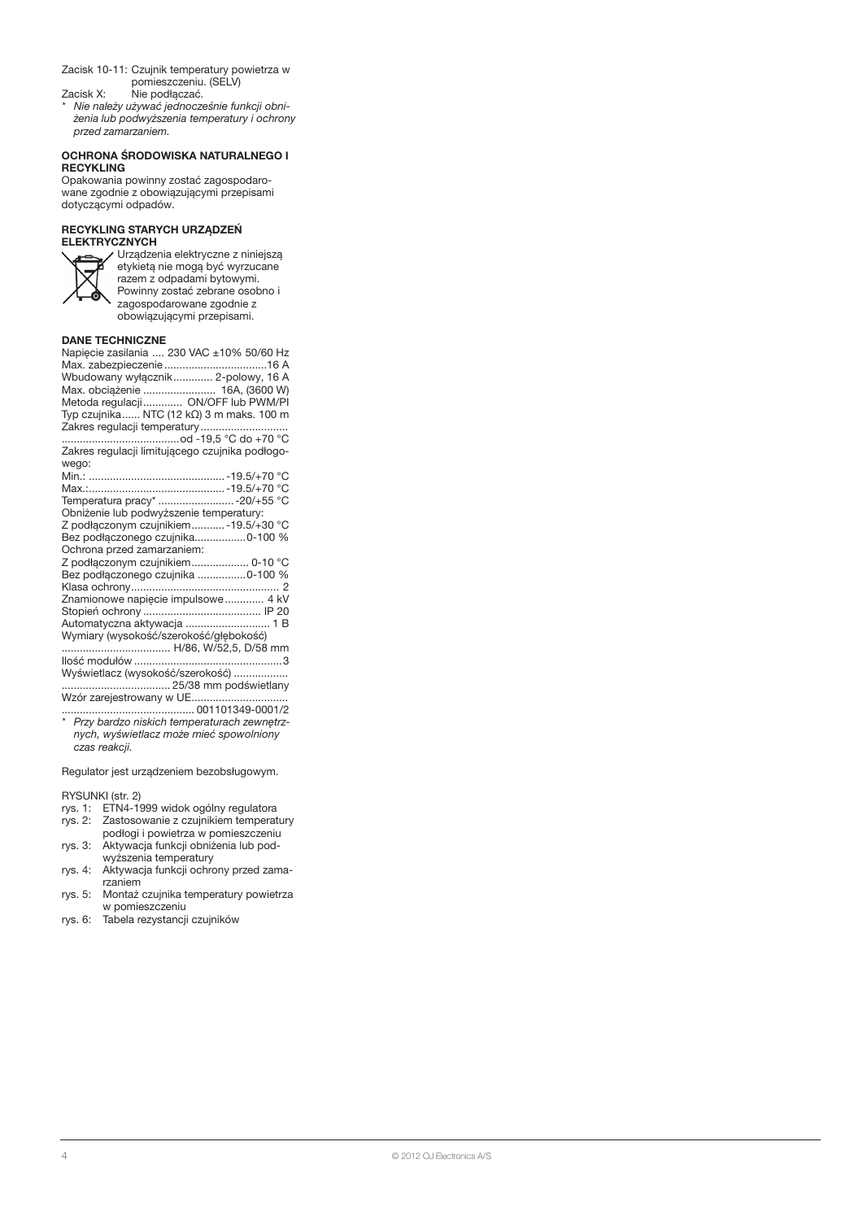Zacisk 10-11: Czujnik temperatury powietrza w pomieszczeniu. (SELV)

Zacisk X: Nie podłączać.

* *Nie należy używać jednocześnie funkcji obniżenia lub podwyższenia temperatury i ochrony przed zamarzaniem.*

### OCHRONA ŚRODOWISKA NATURALNEGO I RECYKLING

Opakowania powinny zostać zagospodarowane zgodnie z obowiązującymi przepisami dotyczącymi odpadów.

### RECYKLING STARYCH URZĄDZEŃ ELEKTRYCZNYCH

Urządzenia elektryczne z niniejszą etykietą nie mogą być wyrzucane razem z odpadami bytowymi. Powinny zostać zebrane osobno i zagospodarowane zgodnie z obowiązującymi przepisami.

### DANE TECHNICZNE

Napięcie zasilania .... 230 VAC ±10% 50/60 Hz
Max. zabezpieczenie ..................................16 A
Wbudowany wyłącznik............. 2-polowy, 16 A
Max. obciążenie ........................ 16A, (3600 W)
Metoda regulacji ............. ON/OFF lub PWM/PI
Typ czujnika...... NTC (12 kΩ) 3 m maks. 100 m
Zakres regulacji temperatury .............................
.......................................od -19,5 °C do +70 °C
Zakres regulacji limitującego czujnika podłogowego:
Min.: .............................................-19.5/+70 °C
Max.:.............................................-19.5/+70 °C
Temperatura pracy* .........................-20/+55 °C
Obniżenie lub podwyższenie temperatury:
Z podłączonym czujnikiem...........-19.5/+30 °C
Bez podłączonego czujnika.................0-100 %
Ochrona przed zamarzaniem:
Z podłączonym czujnikiem................... 0-10 °C
Bez podłączonego czujnika ................0-100 %
Klasa ochrony................................................. 2
Znamionowe napięcie impulsowe............. 4 kV
Stopień ochrony ....................................... IP 20
Automatyczna aktywacja ............................ 1 B
Wymiary (wysokość/szerokość/głębokość)
.................................... H/86, W/52,5, D/58 mm
Ilość modułów .................................................3
Wyświetlacz (wysokość/szerokość) ..................
.................................... 25/38 mm podświetlany
Wzór zarejestrowany w UE................................
............................................ 001101349-0001/2

* *Przy bardzo niskich temperaturach zewnętrznych, wyświetlacz może mieć spowolniony czas reakcji.*

Regulator jest urządzeniem bezobsługowym.

RYSUNKI (str. 2)

- rys. 1: ETN4-1999 widok ogólny regulatora
- rys. 2: Zastosowanie z czujnikiem temperatury podłogi i powietrza w pomieszczeniu
- rys. 3: Aktywacja funkcji obniżenia lub podwyższenia temperatury
- rys. 4: Aktywacja funkcji ochrony przed zamarzaniem
- rys. 5: Montaż czujnika temperatury powietrza w pomieszczeniu
- rys. 6: Tabela rezystancji czujników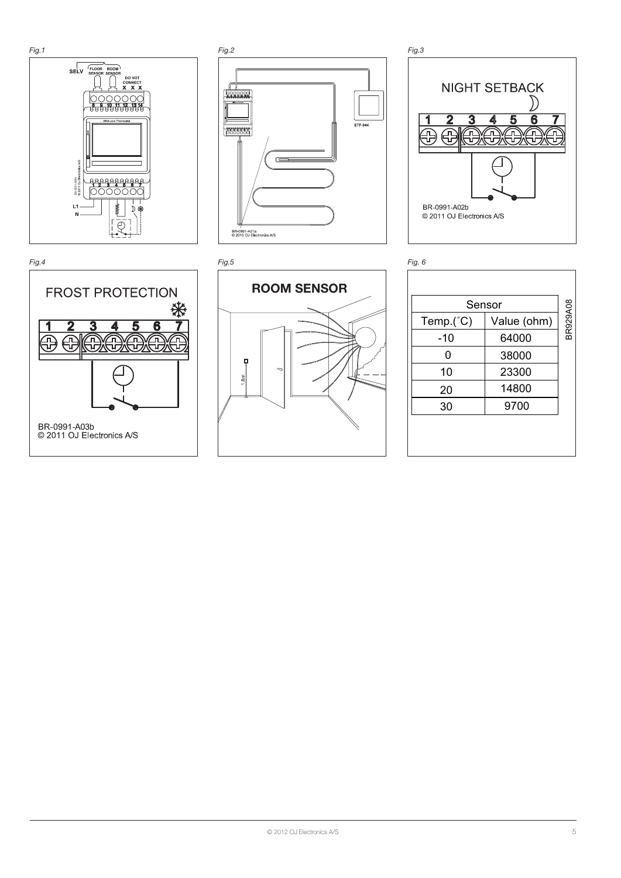*Fig.1*

SELV FLOOR SENSOR ROOM SENSOR DO NOT CONNECT X X X

8 9 10 11 12 13 14

1 2 3 4 5 6 7

L1
N

*Fig.2*

ETF-944

BR-0991-A01a
© 2010 OJ Electronics A/S

*Fig.3*

NIGHT SETBACK

1 2 3 4 5 6 7

BR-0991-A02b
© 2011 OJ Electronics A/S

*Fig.4*

FROST PROTECTION

1 2 3 4 5 6 7

BR-0991-A03b
© 2011 OJ Electronics A/S

*Fig.5*

ROOM SENSOR

1,6m

*Fig. 6*

| Sensor | |
|---|---|
| Temp.(˚C) | Value (ohm) |
| -10 | 64000 |
| 0 | 38000 |
| 10 | 23300 |
| 20 | 14800 |
| 30 | 9700 |

BR929A08

© 2012 OJ Electronics A/S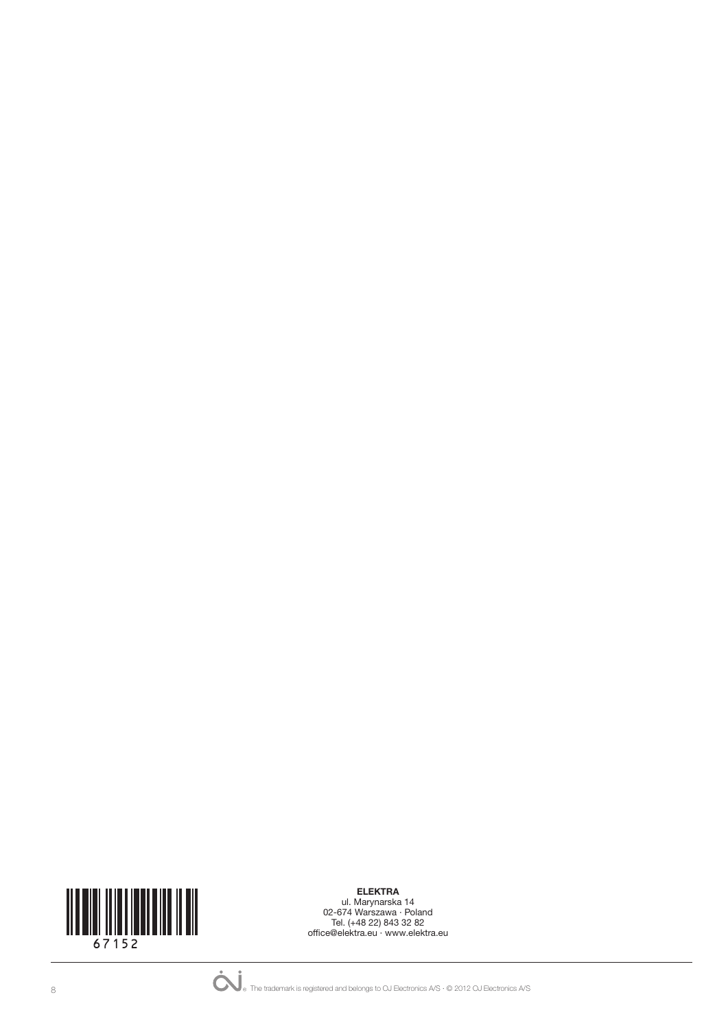67152

**ELEKTRA**
ul. Marynarska 14
02-674 Warszawa · Poland
Tel. (+48 22) 843 32 82
office@elektra.eu · www.elektra.eu

The trademark is registered and belongs to OJ Electronics A/S · © 2012 OJ Electronics A/S